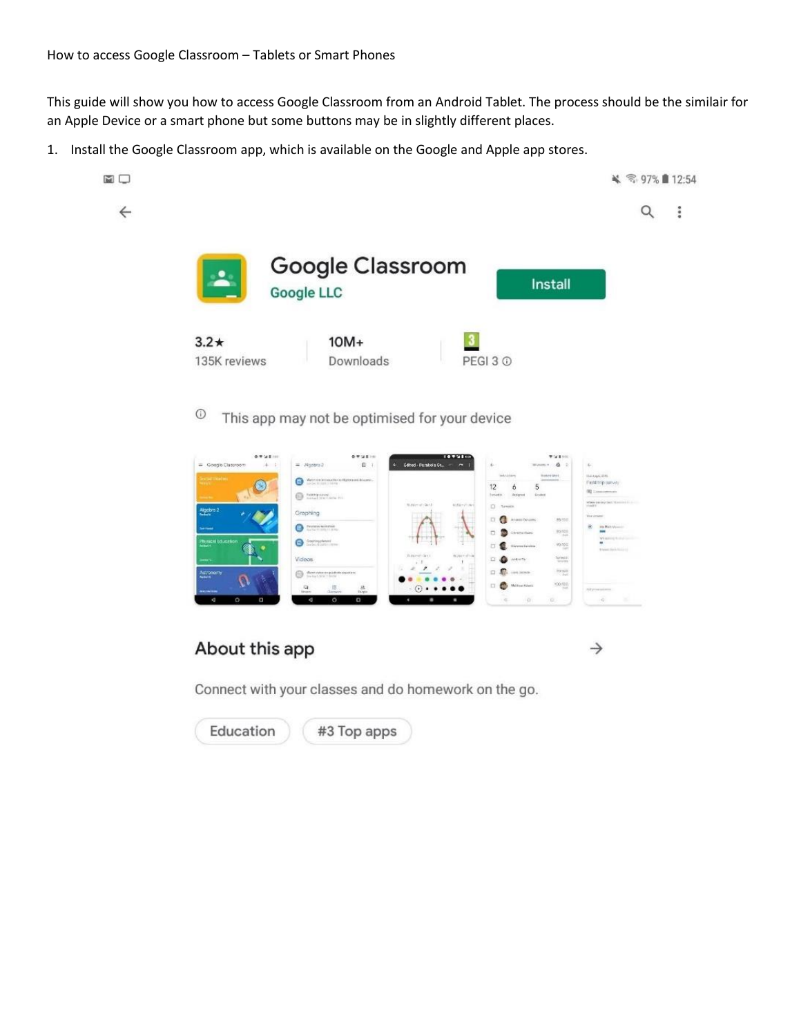How to access Google Classroom – Tablets or Smart Phones

This guide will show you how to access Google Classroom from an Android Tablet. The process should be the similair for an Apple Device or a smart phone but some buttons may be in slightly different places.

1. Install the Google Classroom app, which is available on the Google and Apple app stores.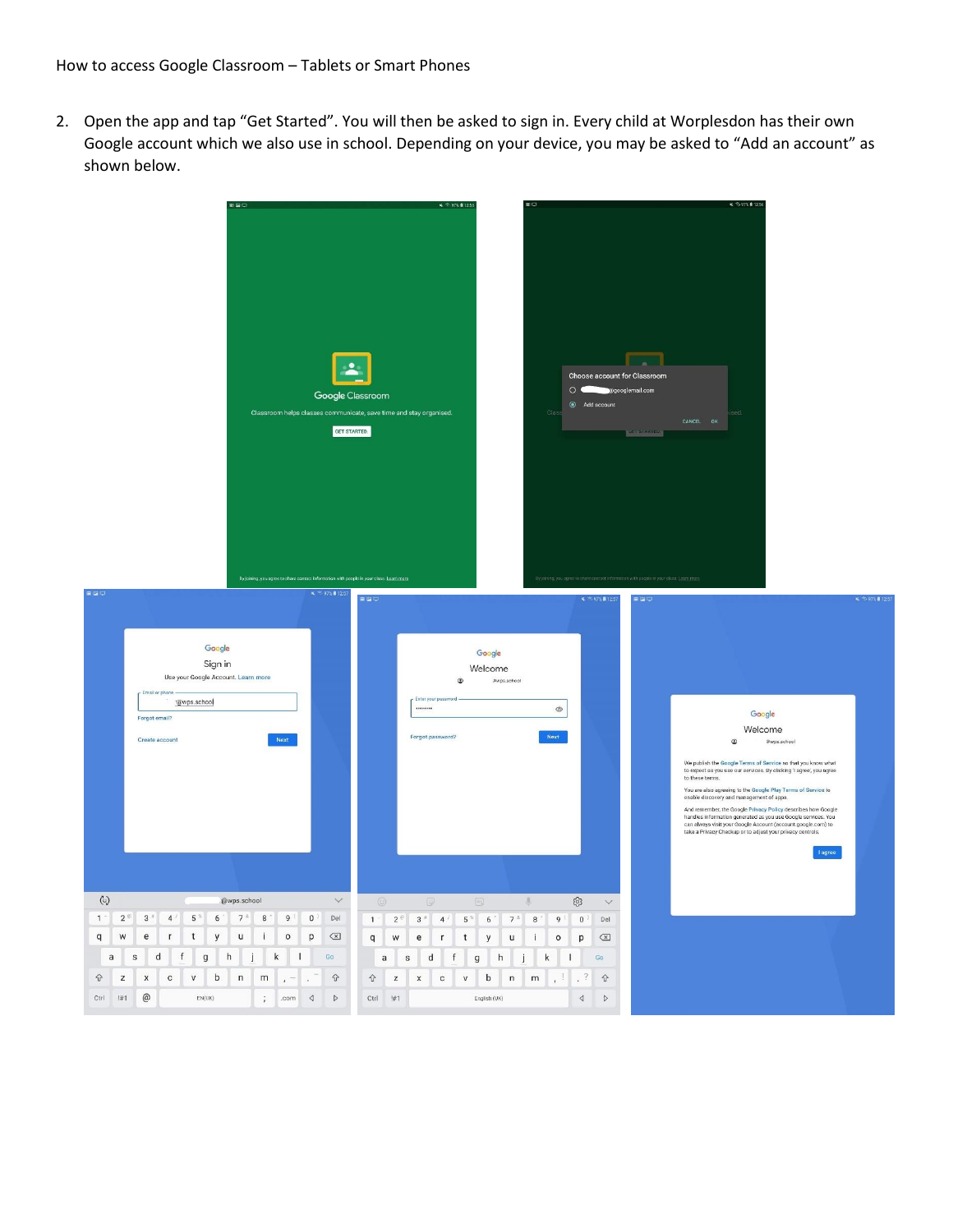How to access Google Classroom – Tablets or Smart Phones

2. Open the app and tap "Get Started". You will then be asked to sign in. Every child at Worplesdon has their own Google account which we also use in school. Depending on your device, you may be asked to "Add an account" as shown below.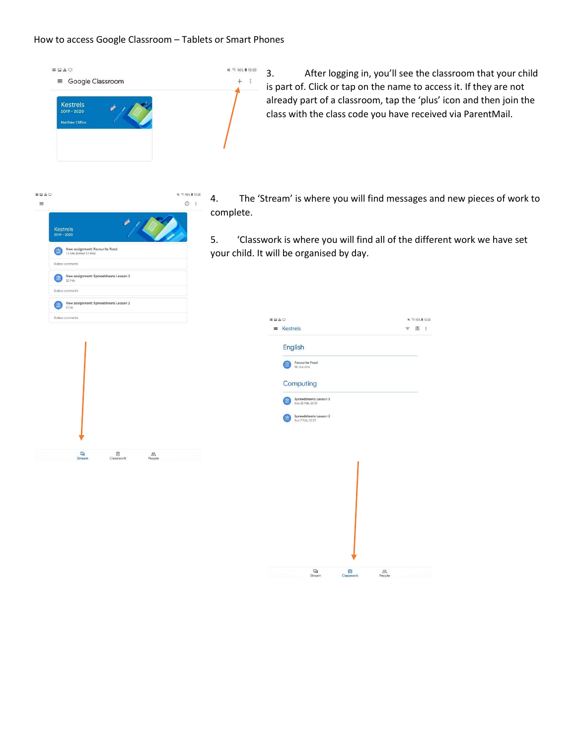How to access Google Classroom – Tablets or Smart Phones

3. After logging in, you'll see the classroom that your child is part of. Click or tap on the name to access it. If they are not already part of a classroom, tap the 'plus' icon and then join the class with the class code you have received via ParentMail.

4. The 'Stream' is where you will find messages and new pieces of work to complete.

5. 'Classwork is where you will find all of the different work we have set your child. It will be organised by day.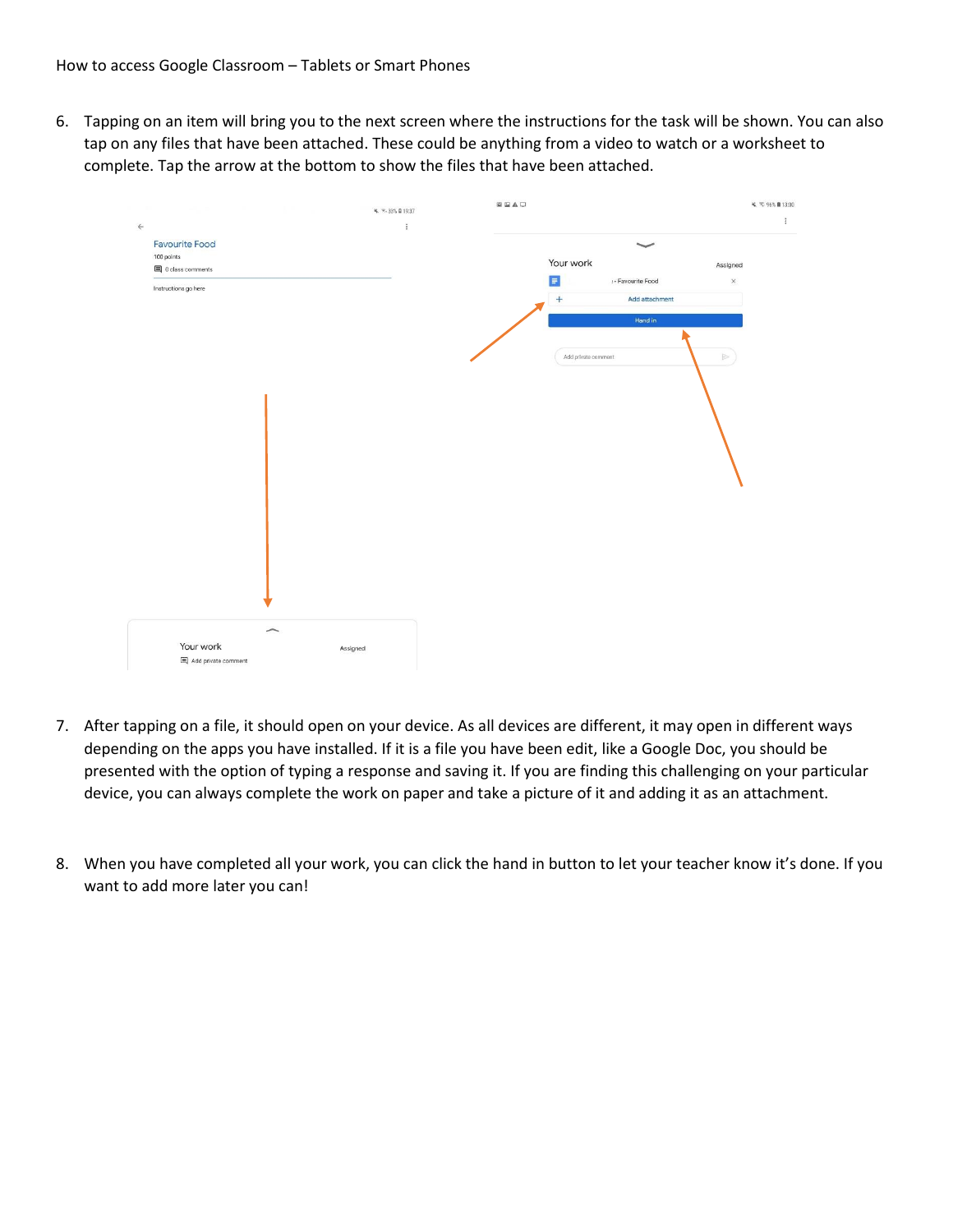6. Tapping on an item will bring you to the next screen where the instructions for the task will be shown. You can also tap on any files that have been attached. These could be anything from a video to watch or a worksheet to complete. Tap the arrow at the bottom to show the files that have been attached.

7. After tapping on a file, it should open on your device. As all devices are different, it may open in different ways depending on the apps you have installed. If it is a file you have been edit, like a Google Doc, you should be presented with the option of typing a response and saving it. If you are finding this challenging on your particular device, you can always complete the work on paper and take a picture of it and adding it as an attachment.

8. When you have completed all your work, you can click the hand in button to let your teacher know it's done. If you want to add more later you can!